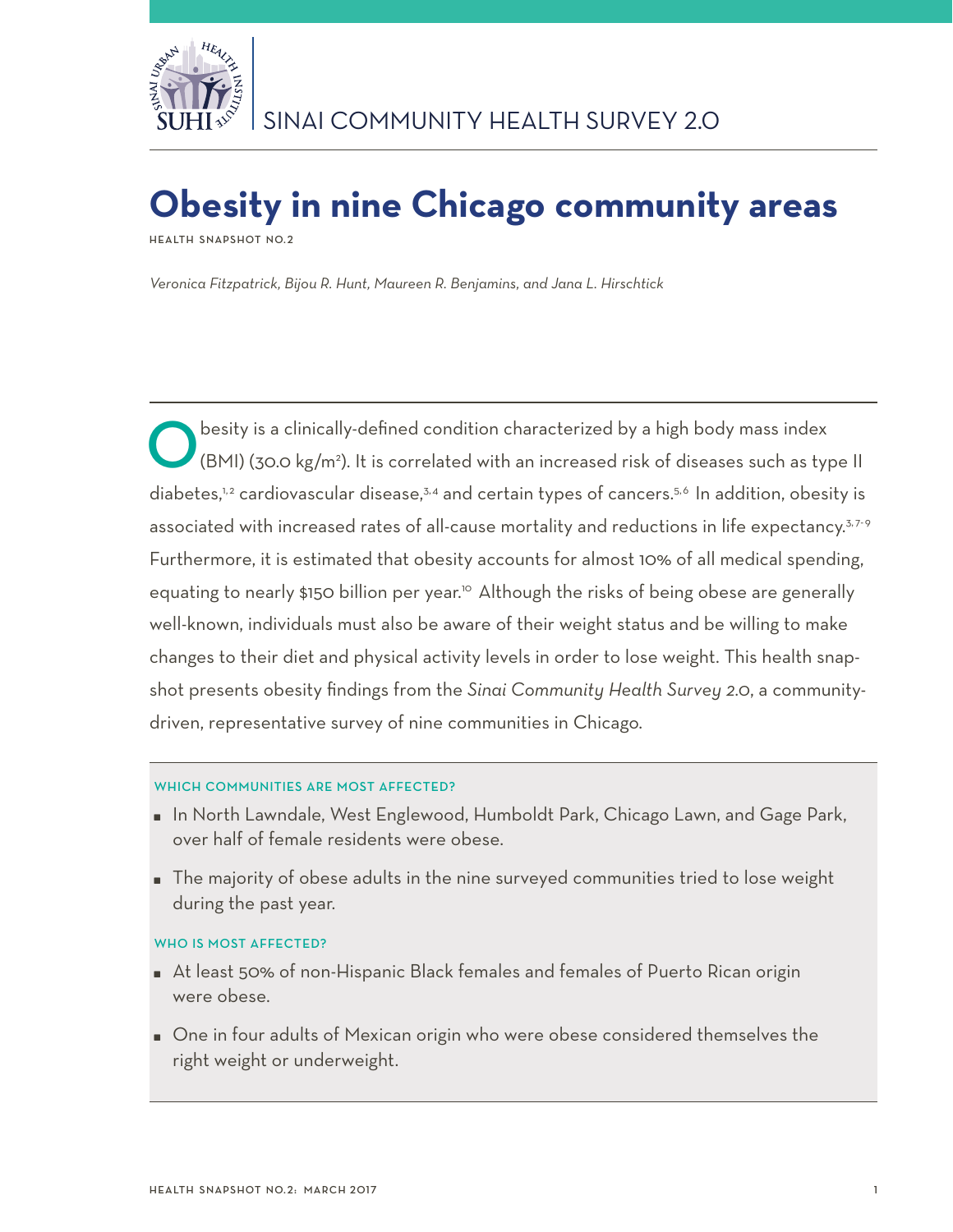SINAI COMMUNITY HEALTH SURVEY 2.0

# Obesity in nine Chicago community areas

HEALTH SNAPSHOT NO.2

*Veronica Fitzpatrick, Bijou R. Hunt, Maureen R. Benjamins, and Jana L. Hirschtick*

Obesity is a clinically-defined condition characterized by a high body mass index (BMI) (30.0 kg/m²). It is correlated with an increased risk of diseases such as type II diabetes,[1,2] cardiovascular disease,[3,4] and certain types of cancers.[5,6] In addition, obesity is associated with increased rates of all-cause mortality and reductions in life expectancy.[3,7-9] Furthermore, it is estimated that obesity accounts for almost 10% of all medical spending, equating to nearly $150 billion per year.[10] Although the risks of being obese are generally well-known, individuals must also be aware of their weight status and be willing to make changes to their diet and physical activity levels in order to lose weight. This health snapshot presents obesity findings from the *Sinai Community Health Survey 2.0*, a community-driven, representative survey of nine communities in Chicago.

#### WHICH COMMUNITIES ARE MOST AFFECTED?

- In North Lawndale, West Englewood, Humboldt Park, Chicago Lawn, and Gage Park, over half of female residents were obese.
- The majority of obese adults in the nine surveyed communities tried to lose weight during the past year.

#### WHO IS MOST AFFECTED?

- At least 50% of non-Hispanic Black females and females of Puerto Rican origin were obese.
- One in four adults of Mexican origin who were obese considered themselves the right weight or underweight.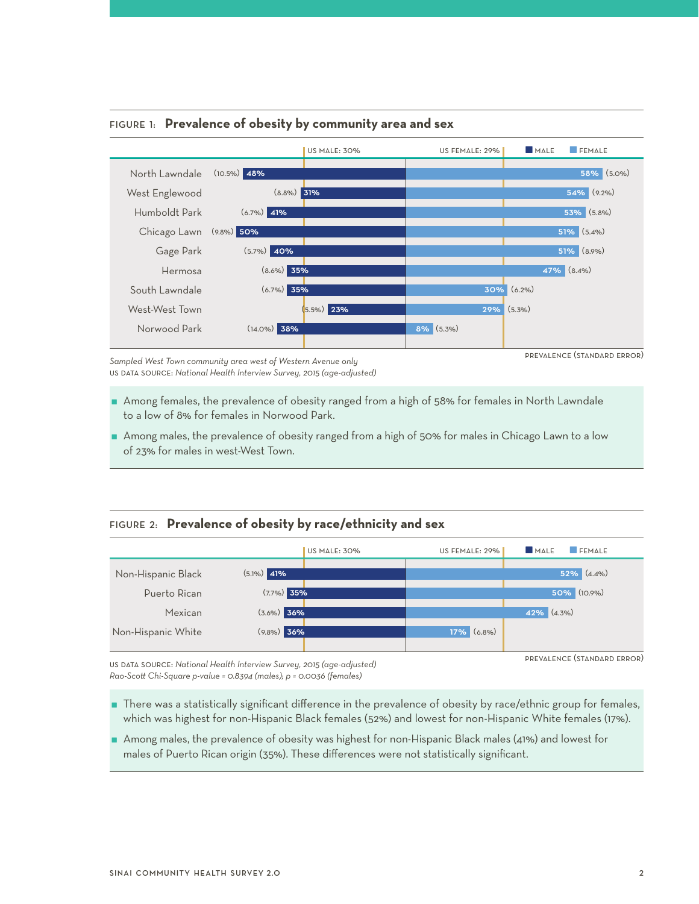### FIGURE 1: **Prevalence of obesity by community area and sex**

US MALE: 30% | US FEMALE: 29%

PREVALENCE (STANDARD ERROR)

| Community area | Male | Female |
|---|---|---|
| North Lawndale | 48% (10.5%) | 58% (5.0%) |
| West Englewood | 31% (8.8%) | 54% (9.2%) |
| Humboldt Park | 41% (6.7%) | 53% (5.8%) |
| Chicago Lawn | 50% (9.8%) | 51% (5.4%) |
| Gage Park | 40% (5.7%) | 51% (8.9%) |
| Hermosa | 35% (8.6%) | 47% (8.4%) |
| South Lawndale | 35% (6.7%) | 30% (6.2%) |
| West-West Town | 23% (5.5%) | 29% (5.3%) |
| Norwood Park | 38% (14.0%) | 8% (5.3%) |

*Sampled West Town community area west of Western Avenue only*
US DATA SOURCE: *National Health Interview Survey, 2015 (age-adjusted)*

- Among females, the prevalence of obesity ranged from a high of 58% for females in North Lawndale to a low of 8% for females in Norwood Park.
- Among males, the prevalence of obesity ranged from a high of 50% for males in Chicago Lawn to a low of 23% for males in west-West Town.

### FIGURE 2: **Prevalence of obesity by race/ethnicity and sex**

US MALE: 30% | US FEMALE: 29%

PREVALENCE (STANDARD ERROR)

| Race/ethnicity | Male | Female |
|---|---|---|
| Non-Hispanic Black | 41% (5.1%) | 52% (4.4%) |
| Puerto Rican | 35% (7.7%) | 50% (10.9%) |
| Mexican | 36% (3.6%) | 42% (4.3%) |
| Non-Hispanic White | 36% (9.8%) | 17% (6.8%) |

US DATA SOURCE: *National Health Interview Survey, 2015 (age-adjusted)*
*Rao-Scott Chi-Square p-value = 0.8394 (males); p = 0.0036 (females)*

- There was a statistically significant difference in the prevalence of obesity by race/ethnic group for females, which was highest for non-Hispanic Black females (52%) and lowest for non-Hispanic White females (17%).
- Among males, the prevalence of obesity was highest for non-Hispanic Black males (41%) and lowest for males of Puerto Rican origin (35%). These differences were not statistically significant.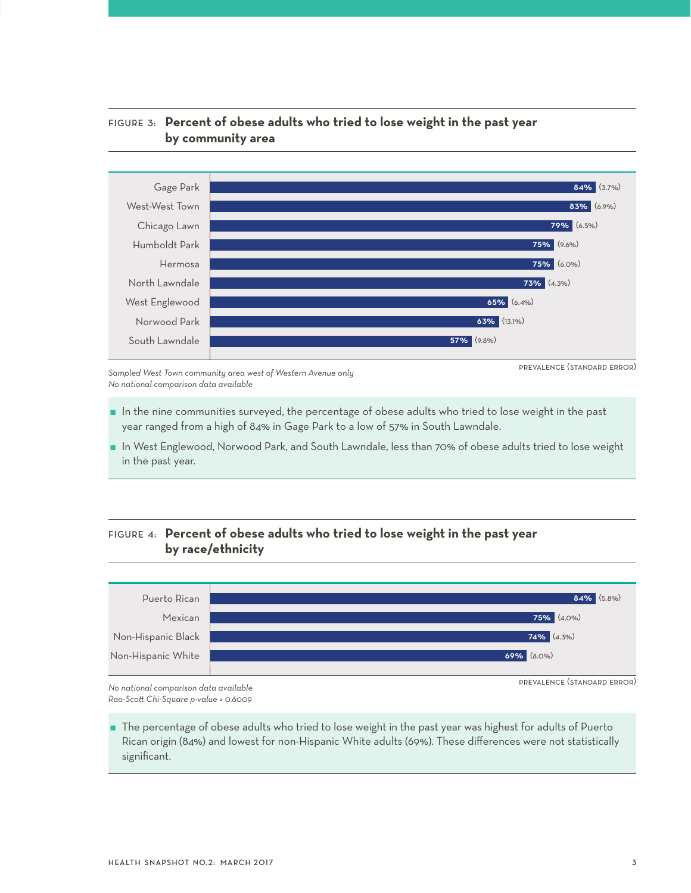FIGURE 3: **Percent of obese adults who tried to lose weight in the past year by community area**

| Community area | Prevalence (Standard error) |
|---|---|
| Gage Park | 84% (3.7%) |
| West-West Town | 83% (6.9%) |
| Chicago Lawn | 79% (6.5%) |
| Humboldt Park | 75% (9.6%) |
| Hermosa | 75% (6.0%) |
| North Lawndale | 73% (4.3%) |
| West Englewood | 65% (6.4%) |
| Norwood Park | 63% (13.1%) |
| South Lawndale | 57% (9.8%) |

PREVALENCE (STANDARD ERROR)

*Sampled West Town community area west of Western Avenue only*
*No national comparison data available*

- In the nine communities surveyed, the percentage of obese adults who tried to lose weight in the past year ranged from a high of 84% in Gage Park to a low of 57% in South Lawndale.
- In West Englewood, Norwood Park, and South Lawndale, less than 70% of obese adults tried to lose weight in the past year.

FIGURE 4: **Percent of obese adults who tried to lose weight in the past year by race/ethnicity**

| Race/ethnicity | Prevalence (Standard error) |
|---|---|
| Puerto Rican | 84% (5.8%) |
| Mexican | 75% (4.0%) |
| Non-Hispanic Black | 74% (4.3%) |
| Non-Hispanic White | 69% (8.0%) |

PREVALENCE (STANDARD ERROR)

*No national comparison data available*
*Rao-Scott Chi-Square p-value = 0.6009*

- The percentage of obese adults who tried to lose weight in the past year was highest for adults of Puerto Rican origin (84%) and lowest for non-Hispanic White adults (69%). These differences were not statistically significant.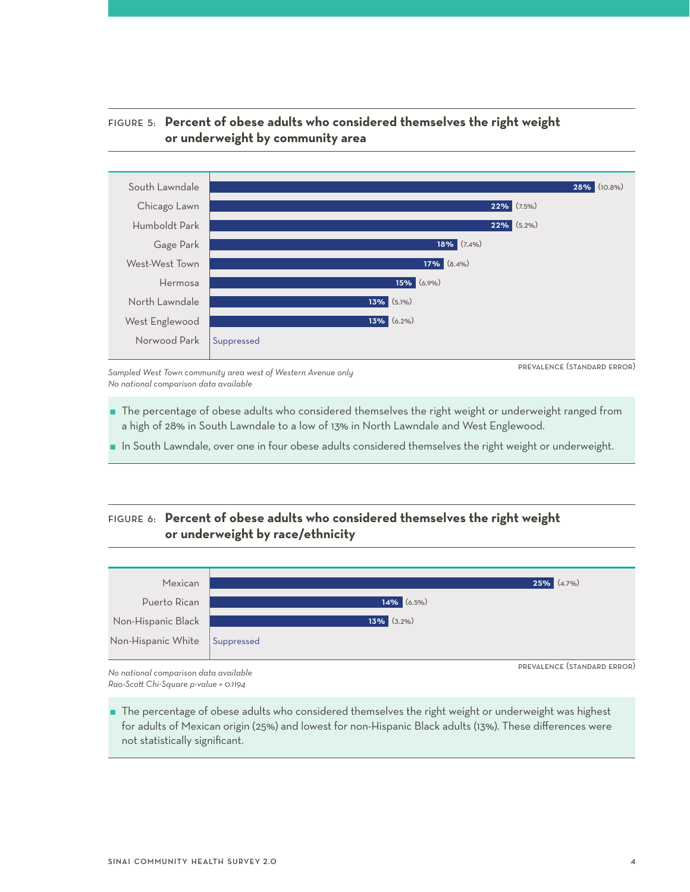FIGURE 5: **Percent of obese adults who considered themselves the right weight or underweight by community area**

| Community area | Prevalence (Standard Error) |
|---|---|
| South Lawndale | 28% (10.8%) |
| Chicago Lawn | 22% (7.5%) |
| Humboldt Park | 22% (5.2%) |
| Gage Park | 18% (7.4%) |
| West-West Town | 17% (8.4%) |
| Hermosa | 15% (6.9%) |
| North Lawndale | 13% (5.1%) |
| West Englewood | 13% (6.2%) |
| Norwood Park | Suppressed |

*Sampled West Town community area west of Western Avenue only*
*No national comparison data available*

- The percentage of obese adults who considered themselves the right weight or underweight ranged from a high of 28% in South Lawndale to a low of 13% in North Lawndale and West Englewood.
- In South Lawndale, over one in four obese adults considered themselves the right weight or underweight.

FIGURE 6: **Percent of obese adults who considered themselves the right weight or underweight by race/ethnicity**

| Race/ethnicity | Prevalence (Standard Error) |
|---|---|
| Mexican | 25% (4.7%) |
| Puerto Rican | 14% (6.5%) |
| Non-Hispanic Black | 13% (3.2%) |
| Non-Hispanic White | Suppressed |

*No national comparison data available*
*Rao-Scott Chi-Square p-value = 0.1194*

- The percentage of obese adults who considered themselves the right weight or underweight was highest for adults of Mexican origin (25%) and lowest for non-Hispanic Black adults (13%). These differences were not statistically significant.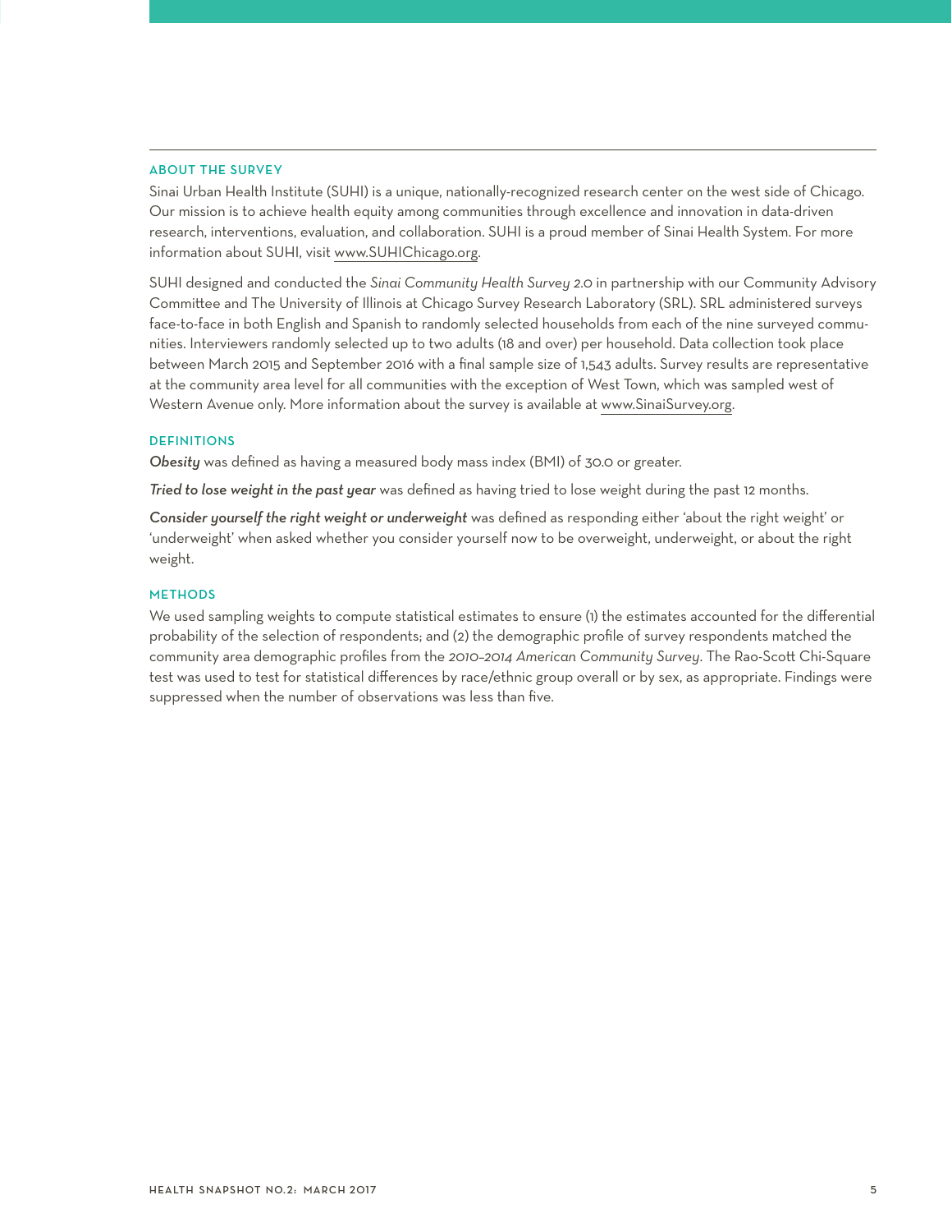## ABOUT THE SURVEY

Sinai Urban Health Institute (SUHI) is a unique, nationally-recognized research center on the west side of Chicago. Our mission is to achieve health equity among communities through excellence and innovation in data-driven research, interventions, evaluation, and collaboration. SUHI is a proud member of Sinai Health System. For more information about SUHI, visit www.SUHIChicago.org.

SUHI designed and conducted the *Sinai Community Health Survey 2.0* in partnership with our Community Advisory Committee and The University of Illinois at Chicago Survey Research Laboratory (SRL). SRL administered surveys face-to-face in both English and Spanish to randomly selected households from each of the nine surveyed communities. Interviewers randomly selected up to two adults (18 and over) per household. Data collection took place between March 2015 and September 2016 with a final sample size of 1,543 adults. Survey results are representative at the community area level for all communities with the exception of West Town, which was sampled west of Western Avenue only. More information about the survey is available at www.SinaiSurvey.org.

## DEFINITIONS

***Obesity*** was defined as having a measured body mass index (BMI) of 30.0 or greater.

***Tried to lose weight in the past year*** was defined as having tried to lose weight during the past 12 months.

***Consider yourself the right weight or underweight*** was defined as responding either 'about the right weight' or 'underweight' when asked whether you consider yourself now to be overweight, underweight, or about the right weight.

## METHODS

We used sampling weights to compute statistical estimates to ensure (1) the estimates accounted for the differential probability of the selection of respondents; and (2) the demographic profile of survey respondents matched the community area demographic profiles from the *2010–2014 American Community Survey*. The Rao-Scott Chi-Square test was used to test for statistical differences by race/ethnic group overall or by sex, as appropriate. Findings were suppressed when the number of observations was less than five.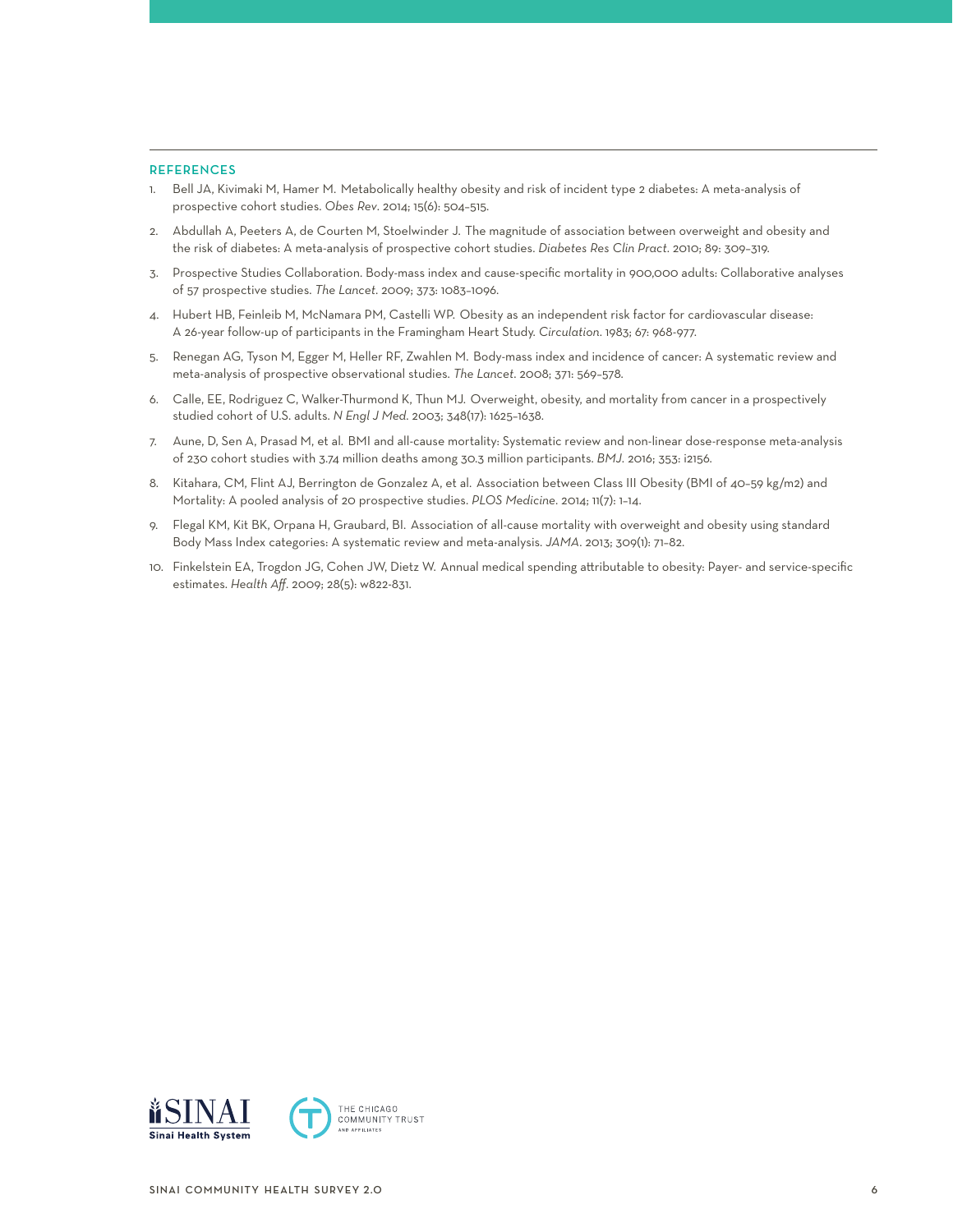## REFERENCES

1. Bell JA, Kivimaki M, Hamer M. Metabolically healthy obesity and risk of incident type 2 diabetes: A meta-analysis of prospective cohort studies. *Obes Rev*. 2014; 15(6): 504–515.
2. Abdullah A, Peeters A, de Courten M, Stoelwinder J. The magnitude of association between overweight and obesity and the risk of diabetes: A meta-analysis of prospective cohort studies. *Diabetes Res Clin Pract*. 2010; 89: 309–319.
3. Prospective Studies Collaboration. Body-mass index and cause-specific mortality in 900,000 adults: Collaborative analyses of 57 prospective studies. *The Lancet*. 2009; 373: 1083–1096.
4. Hubert HB, Feinleib M, McNamara PM, Castelli WP. Obesity as an independent risk factor for cardiovascular disease: A 26-year follow-up of participants in the Framingham Heart Study. *Circulation*. 1983; 67: 968-977.
5. Renegan AG, Tyson M, Egger M, Heller RF, Zwahlen M. Body-mass index and incidence of cancer: A systematic review and meta-analysis of prospective observational studies. *The Lancet*. 2008; 371: 569–578.
6. Calle, EE, Rodriguez C, Walker-Thurmond K, Thun MJ. Overweight, obesity, and mortality from cancer in a prospectively studied cohort of U.S. adults. *N Engl J Med*. 2003; 348(17): 1625–1638.
7. Aune, D, Sen A, Prasad M, et al. BMI and all-cause mortality: Systematic review and non-linear dose-response meta-analysis of 230 cohort studies with 3.74 million deaths among 30.3 million participants. *BMJ*. 2016; 353: i2156.
8. Kitahara, CM, Flint AJ, Berrington de Gonzalez A, et al. Association between Class III Obesity (BMI of 40–59 kg/m2) and Mortality: A pooled analysis of 20 prospective studies. *PLOS Medicine*. 2014; 11(7): 1–14.
9. Flegal KM, Kit BK, Orpana H, Graubard, BI. Association of all-cause mortality with overweight and obesity using standard Body Mass Index categories: A systematic review and meta-analysis. *JAMA*. 2013; 309(1): 71–82.
10. Finkelstein EA, Trogdon JG, Cohen JW, Dietz W. Annual medical spending attributable to obesity: Payer- and service-specific estimates. *Health Aff*. 2009; 28(5): w822-831.

Sinai Health System

THE CHICAGO COMMUNITY TRUST AND AFFILIATES